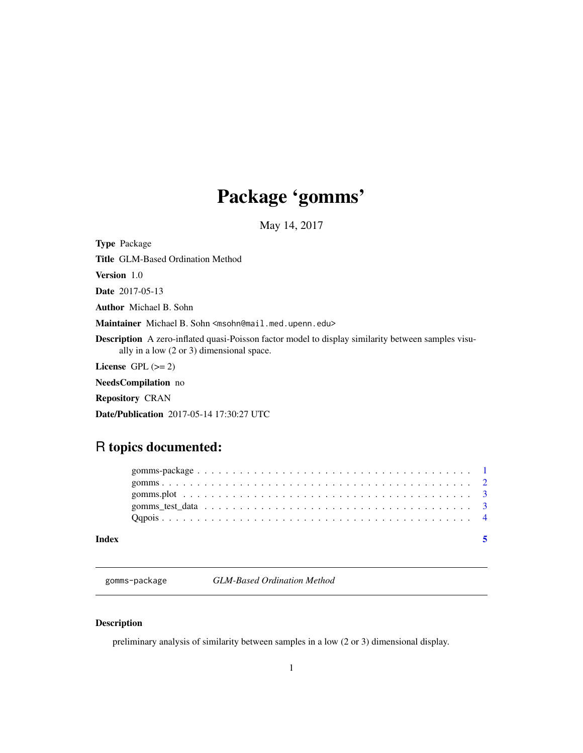# Package 'gomms'

May 14, 2017

**Type** Package

**Title** GLM-Based Ordination Method

**Version** 1.0

**Date** 2017-05-13

**Author** Michael B. Sohn

**Maintainer** Michael B. Sohn <msohn@mail.med.upenn.edu>

**Description** A zero-inflated quasi-Poisson factor model to display similarity between samples visually in a low (2 or 3) dimensional space.

**License** GPL (>= 2)

**NeedsCompilation** no

**Repository** CRAN

**Date/Publication** 2017-05-14 17:30:27 UTC

## R topics documented:

- gomms-package . . . . . . . . . . . . . . . . . . . . . . . . . . . . . . . . . . . . . . . . 1
- gomms . . . . . . . . . . . . . . . . . . . . . . . . . . . . . . . . . . . . . . . . . . . . . 2
- gomms.plot . . . . . . . . . . . . . . . . . . . . . . . . . . . . . . . . . . . . . . . . . . 3
- gomms_test_data . . . . . . . . . . . . . . . . . . . . . . . . . . . . . . . . . . . . . . . 3
- Qqpois . . . . . . . . . . . . . . . . . . . . . . . . . . . . . . . . . . . . . . . . . . . . . 4

**Index** 5

---

`gomms-package` *GLM-Based Ordination Method*

---

### Description

preliminary analysis of similarity between samples in a low (2 or 3) dimensional display.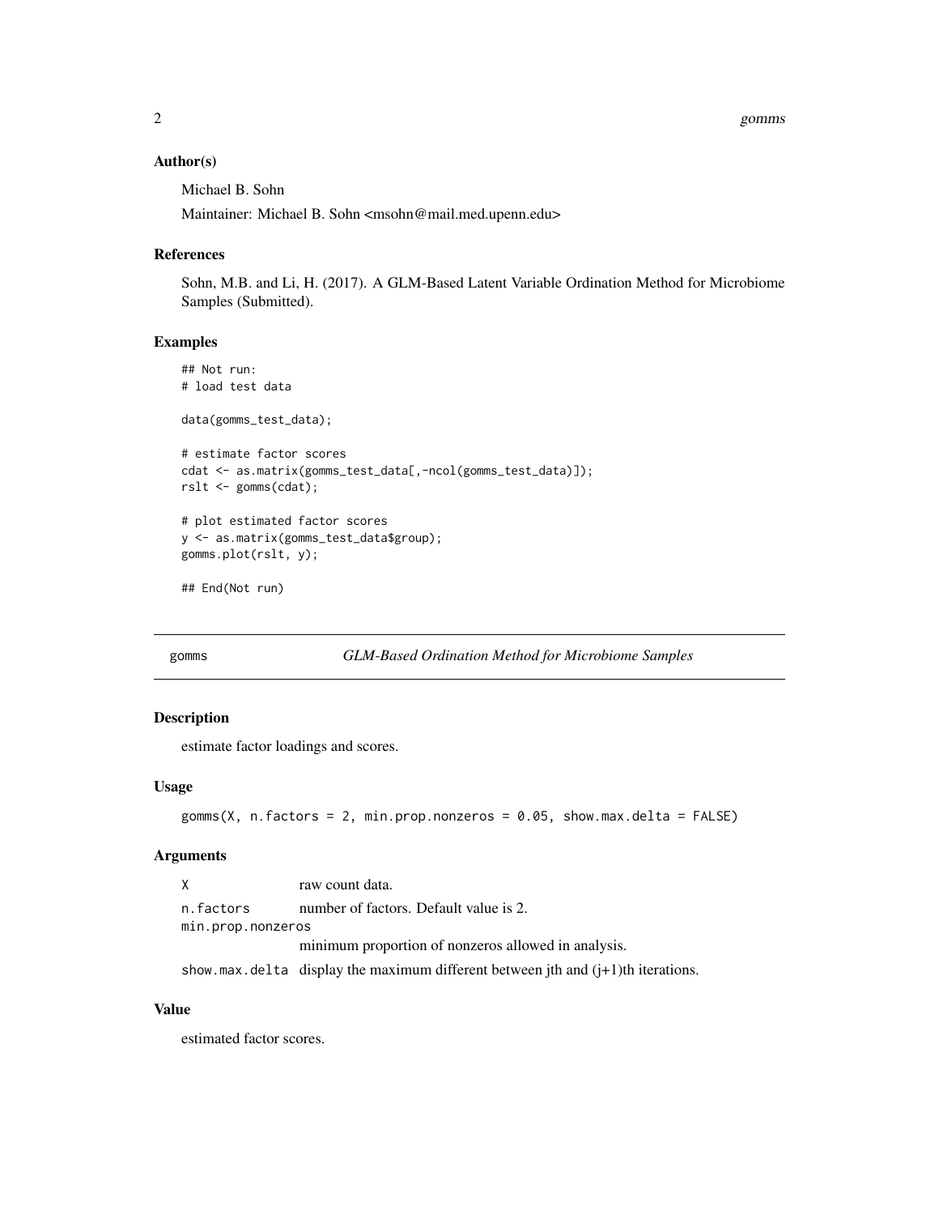### Author(s)

Michael B. Sohn

Maintainer: Michael B. Sohn <msohn@mail.med.upenn.edu>

### References

Sohn, M.B. and Li, H. (2017). A GLM-Based Latent Variable Ordination Method for Microbiome Samples (Submitted).

### Examples

```
## Not run:
# load test data

data(gomms_test_data);

# estimate factor scores
cdat <- as.matrix(gomms_test_data[,-ncol(gomms_test_data)]);
rslt <- gomms(cdat);

# plot estimated factor scores
y <- as.matrix(gomms_test_data$group);
gomms.plot(rslt, y);

## End(Not run)
```

---

## gomms — *GLM-Based Ordination Method for Microbiome Samples*

### Description

estimate factor loadings and scores.

### Usage

```
gomms(X, n.factors = 2, min.prop.nonzeros = 0.05, show.max.delta = FALSE)
```

### Arguments

| Argument | Description |
| --- | --- |
| X | raw count data. |
| n.factors | number of factors. Default value is 2. |
| min.prop.nonzeros | minimum proportion of nonzeros allowed in analysis. |
| show.max.delta | display the maximum different between jth and (j+1)th iterations. |

### Value

estimated factor scores.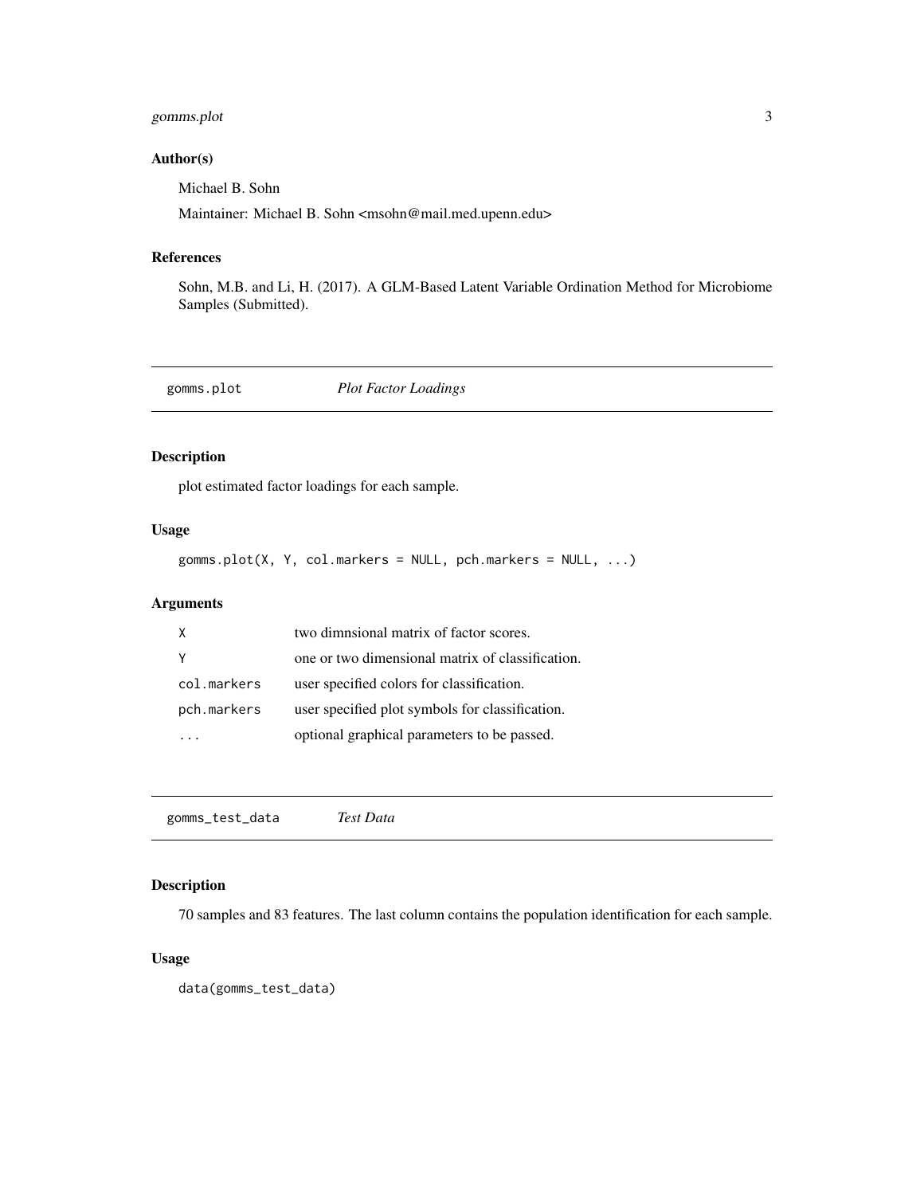### Author(s)

Michael B. Sohn

Maintainer: Michael B. Sohn <msohn@mail.med.upenn.edu>

### References

Sohn, M.B. and Li, H. (2017). A GLM-Based Latent Variable Ordination Method for Microbiome Samples (Submitted).

---

## gomms.plot — *Plot Factor Loadings*

---

### Description

plot estimated factor loadings for each sample.

### Usage

```
gomms.plot(X, Y, col.markers = NULL, pch.markers = NULL, ...)
```

### Arguments

| | |
|---|---|
| X | two dimnsional matrix of factor scores. |
| Y | one or two dimensional matrix of classification. |
| col.markers | user specified colors for classification. |
| pch.markers | user specified plot symbols for classification. |
| ... | optional graphical parameters to be passed. |

---

## gomms_test_data — *Test Data*

---

### Description

70 samples and 83 features. The last column contains the population identification for each sample.

### Usage

```
data(gomms_test_data)
```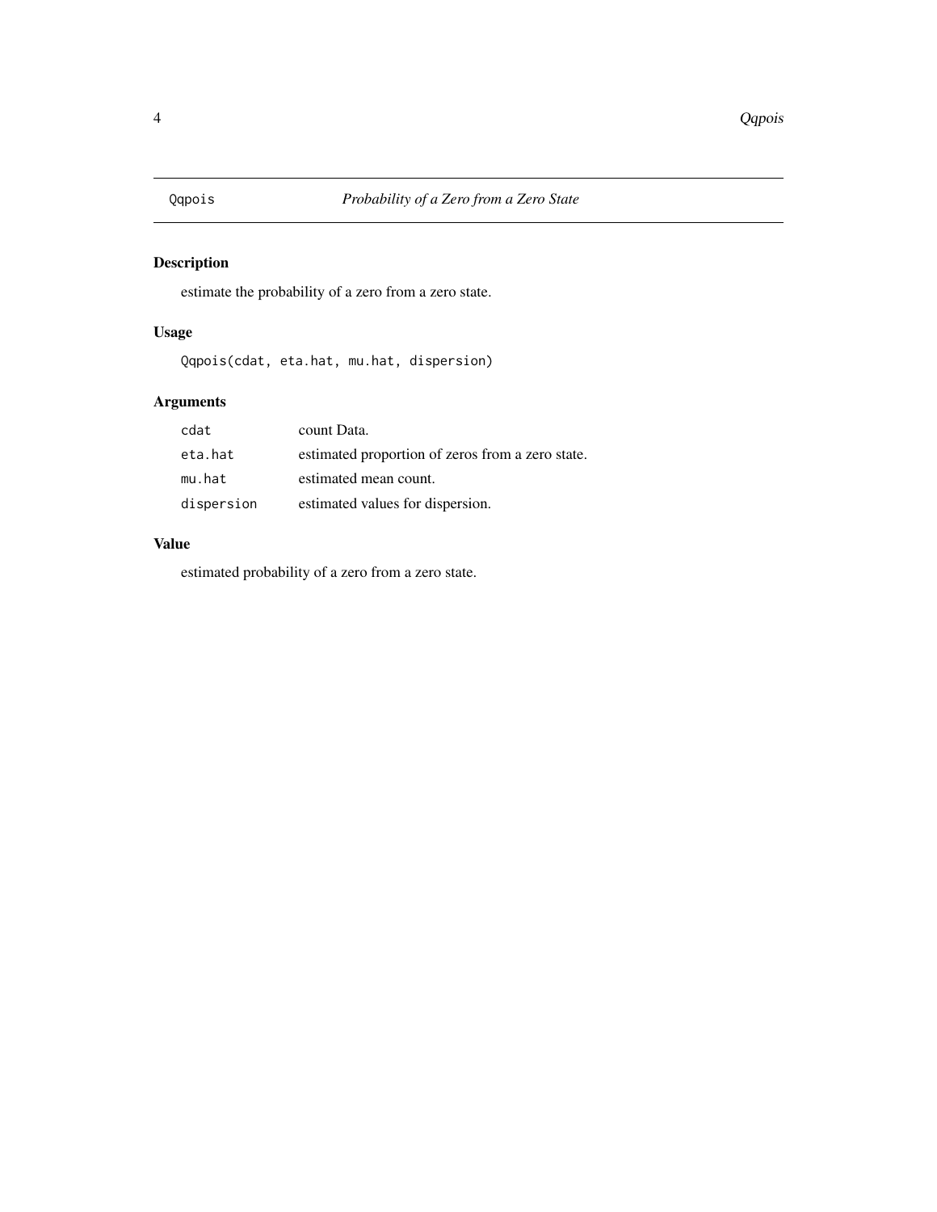# Qqpois — *Probability of a Zero from a Zero State*

## Description

estimate the probability of a zero from a zero state.

## Usage

```
Qqpois(cdat, eta.hat, mu.hat, dispersion)
```

## Arguments

| | |
|---|---|
| `cdat` | count Data. |
| `eta.hat` | estimated proportion of zeros from a zero state. |
| `mu.hat` | estimated mean count. |
| `dispersion` | estimated values for dispersion. |

## Value

estimated probability of a zero from a zero state.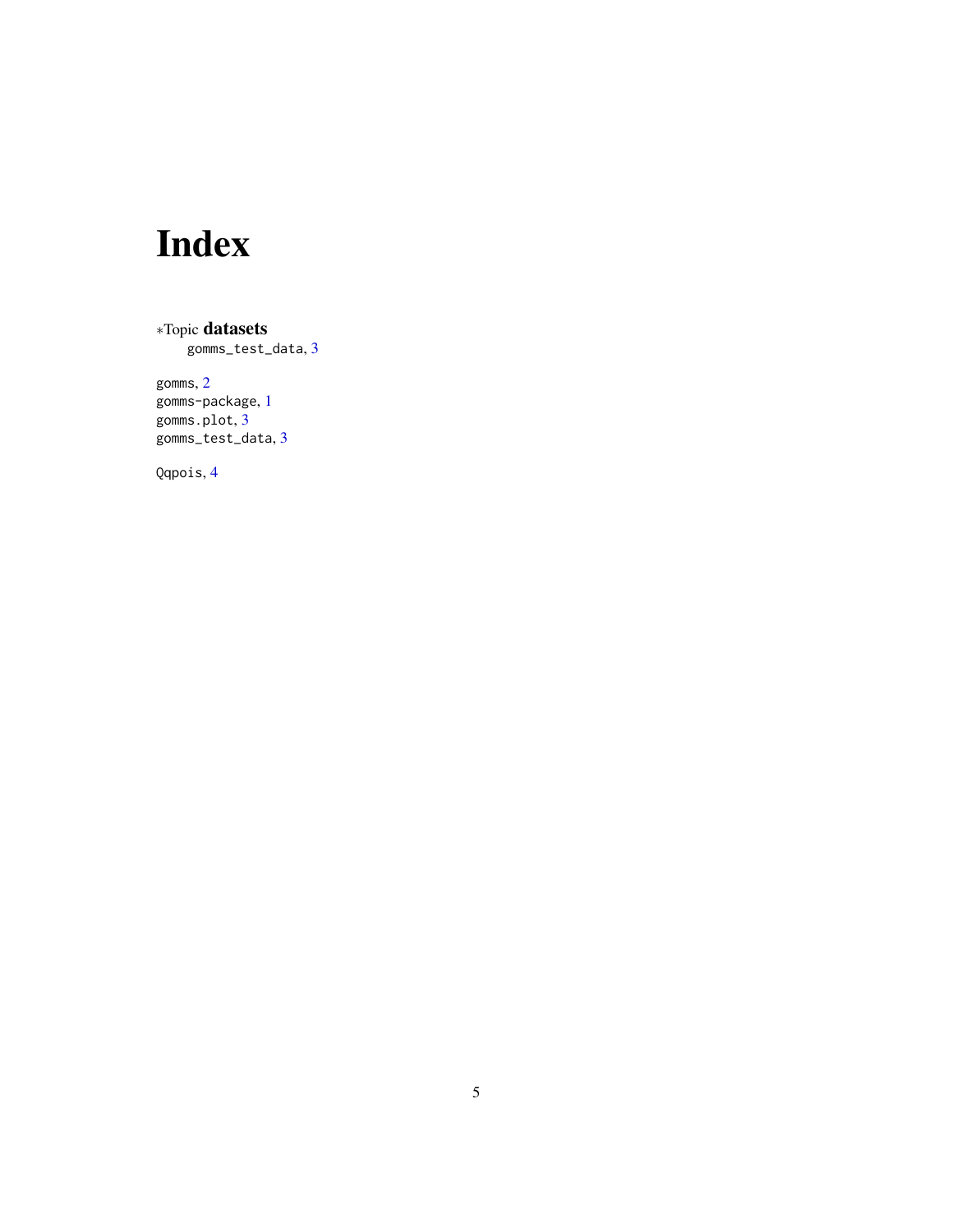# Index

∗Topic **datasets**
    gomms_test_data, 3

gomms, 2
gomms-package, 1
gomms.plot, 3
gomms_test_data, 3

Qqpois, 4